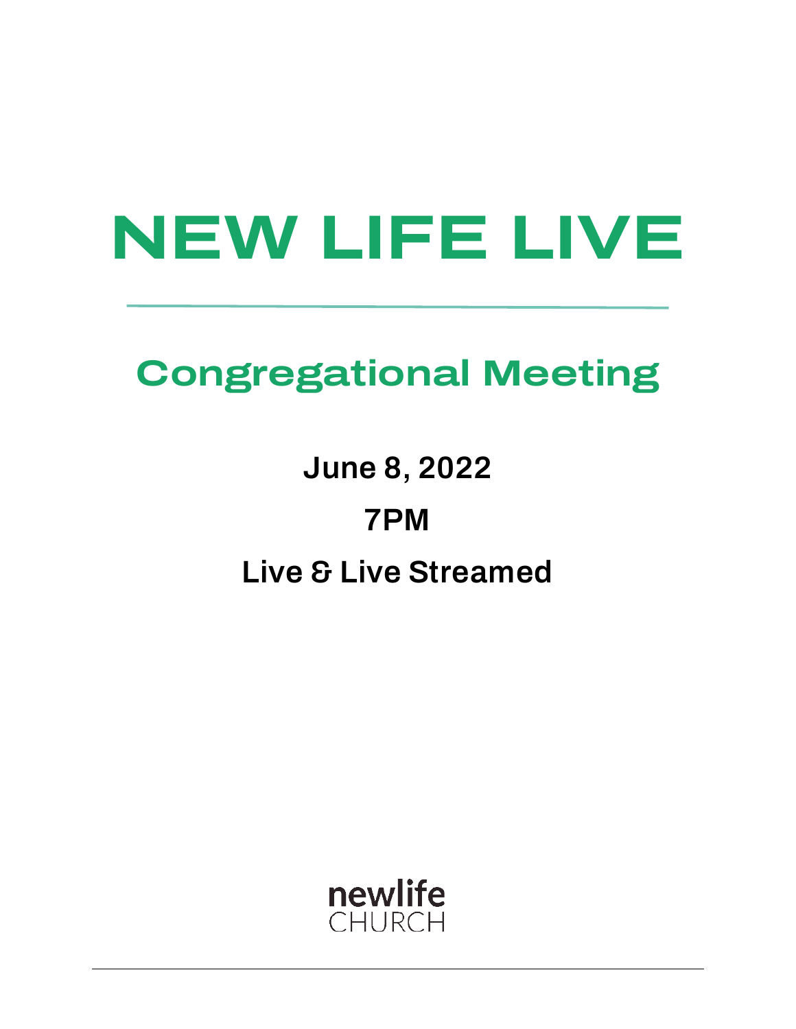# NEW LIFE LIVE

## Congregational Meeting

**June 8, 2022**

**7PM**

**Live & Live Streamed**

newlife
CHURCH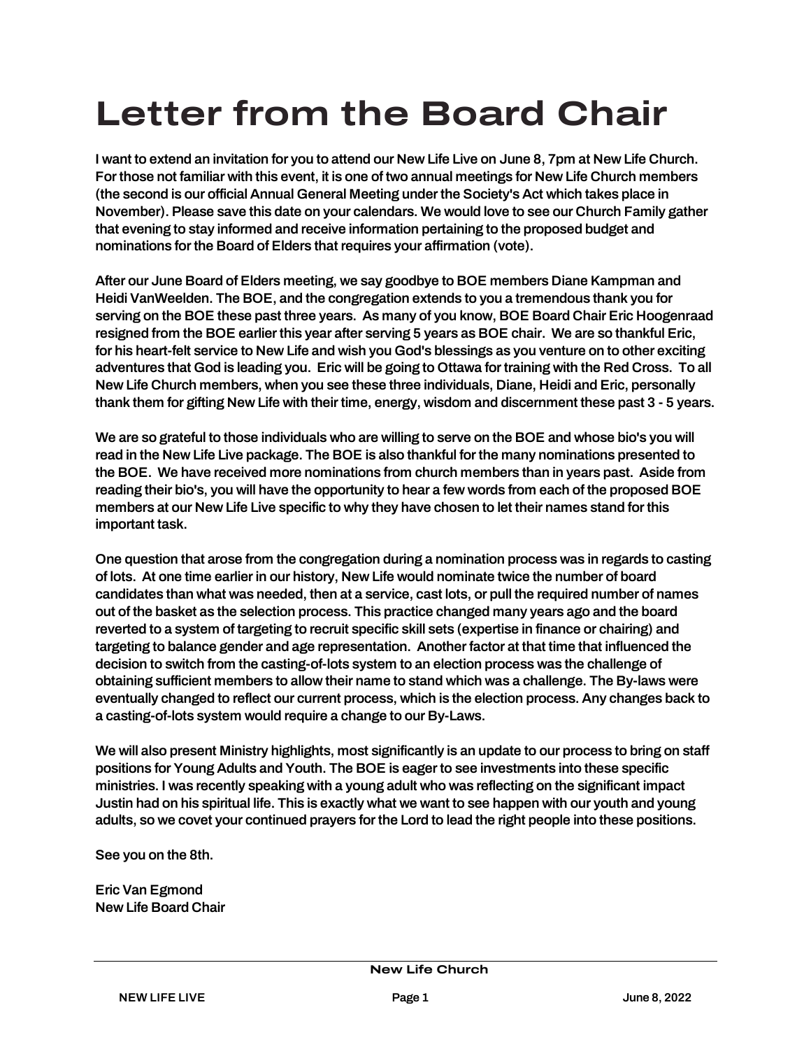# Letter from the Board Chair

**I want to extend an invitation for you to attend our New Life Live on June 8, 7pm at New Life Church. For those not familiar with this event, it is one of two annual meetings for New Life Church members (the second is our official Annual General Meeting under the Society's Act which takes place in November). Please save this date on your calendars. We would love to see our Church Family gather that evening to stay informed and receive information pertaining to the proposed budget and nominations for the Board of Elders that requires your affirmation (vote).**

**After our June Board of Elders meeting, we say goodbye to BOE members Diane Kampman and Heidi VanWeelden. The BOE, and the congregation extends to you a tremendous thank you for serving on the BOE these past three years. As many of you know, BOE Board Chair Eric Hoogenraad resigned from the BOE earlier this year after serving 5 years as BOE chair. We are so thankful Eric, for his heart-felt service to New Life and wish you God's blessings as you venture on to other exciting adventures that God is leading you. Eric will be going to Ottawa for training with the Red Cross. To all New Life Church members, when you see these three individuals, Diane, Heidi and Eric, personally thank them for gifting New Life with their time, energy, wisdom and discernment these past 3 - 5 years.**

**We are so grateful to those individuals who are willing to serve on the BOE and whose bio's you will read in the New Life Live package. The BOE is also thankful for the many nominations presented to the BOE. We have received more nominations from church members than in years past. Aside from reading their bio's, you will have the opportunity to hear a few words from each of the proposed BOE members at our New Life Live specific to why they have chosen to let their names stand for this important task.**

**One question that arose from the congregation during a nomination process was in regards to casting of lots. At one time earlier in our history, New Life would nominate twice the number of board candidates than what was needed, then at a service, cast lots, or pull the required number of names out of the basket as the selection process. This practice changed many years ago and the board reverted to a system of targeting to recruit specific skill sets (expertise in finance or chairing) and targeting to balance gender and age representation. Another factor at that time that influenced the decision to switch from the casting-of-lots system to an election process was the challenge of obtaining sufficient members to allow their name to stand which was a challenge. The By-laws were eventually changed to reflect our current process, which is the election process. Any changes back to a casting-of-lots system would require a change to our By-Laws.**

**We will also present Ministry highlights, most significantly is an update to our process to bring on staff positions for Young Adults and Youth. The BOE is eager to see investments into these specific ministries. I was recently speaking with a young adult who was reflecting on the significant impact Justin had on his spiritual life. This is exactly what we want to see happen with our youth and young adults, so we covet your continued prayers for the Lord to lead the right people into these positions.**

**See you on the 8th.**

**Eric Van Egmond**
**New Life Board Chair**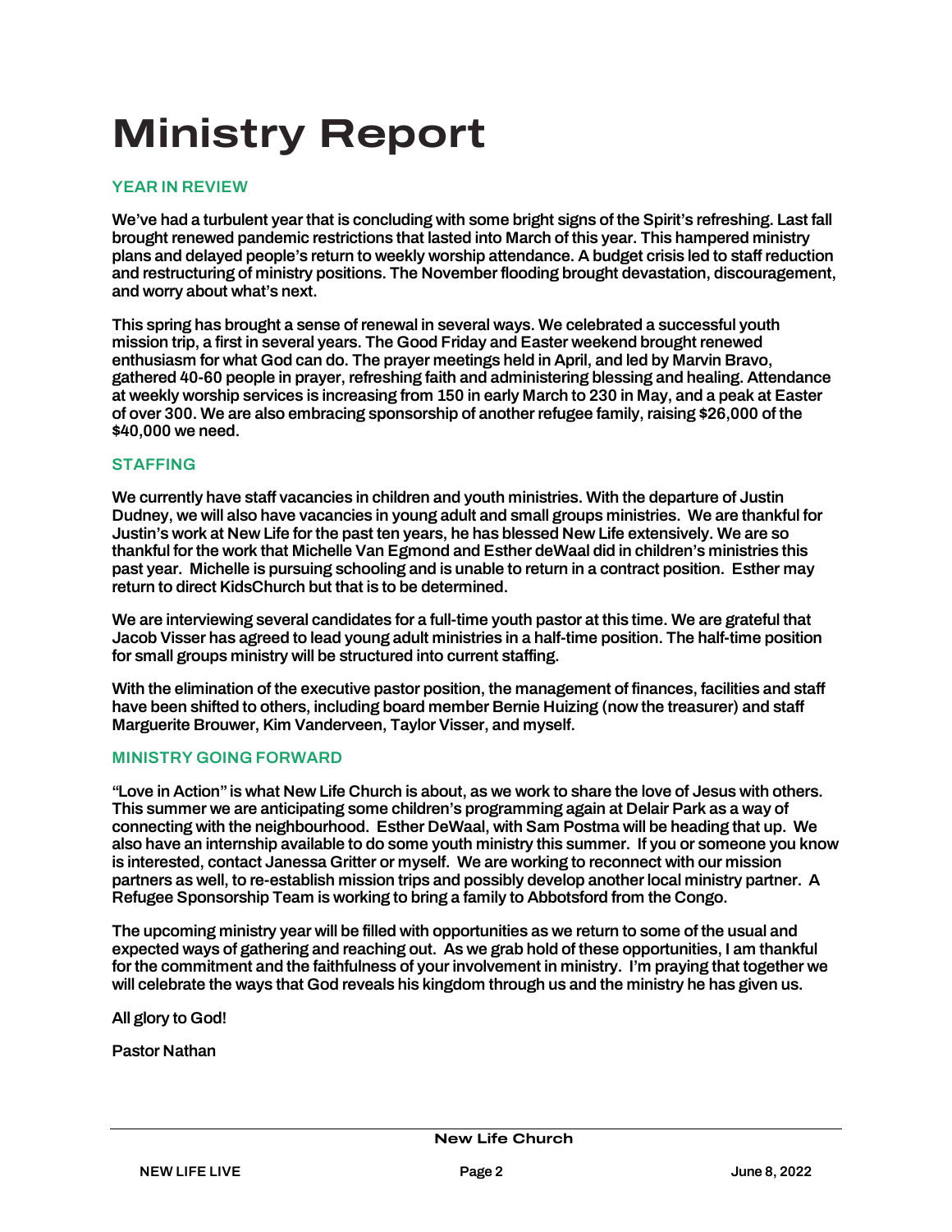# Ministry Report

## YEAR IN REVIEW

We've had a turbulent year that is concluding with some bright signs of the Spirit's refreshing. Last fall brought renewed pandemic restrictions that lasted into March of this year. This hampered ministry plans and delayed people's return to weekly worship attendance. A budget crisis led to staff reduction and restructuring of ministry positions. The November flooding brought devastation, discouragement, and worry about what's next.

This spring has brought a sense of renewal in several ways. We celebrated a successful youth mission trip, a first in several years. The Good Friday and Easter weekend brought renewed enthusiasm for what God can do. The prayer meetings held in April, and led by Marvin Bravo, gathered 40-60 people in prayer, refreshing faith and administering blessing and healing. Attendance at weekly worship services is increasing from 150 in early March to 230 in May, and a peak at Easter of over 300. We are also embracing sponsorship of another refugee family, raising $26,000 of the $40,000 we need.

## STAFFING

We currently have staff vacancies in children and youth ministries. With the departure of Justin Dudney, we will also have vacancies in young adult and small groups ministries. We are thankful for Justin's work at New Life for the past ten years, he has blessed New Life extensively. We are so thankful for the work that Michelle Van Egmond and Esther deWaal did in children's ministries this past year. Michelle is pursuing schooling and is unable to return in a contract position. Esther may return to direct KidsChurch but that is to be determined.

We are interviewing several candidates for a full-time youth pastor at this time. We are grateful that Jacob Visser has agreed to lead young adult ministries in a half-time position. The half-time position for small groups ministry will be structured into current staffing.

With the elimination of the executive pastor position, the management of finances, facilities and staff have been shifted to others, including board member Bernie Huizing (now the treasurer) and staff Marguerite Brouwer, Kim Vanderveen, Taylor Visser, and myself.

## MINISTRY GOING FORWARD

"Love in Action" is what New Life Church is about, as we work to share the love of Jesus with others. This summer we are anticipating some children's programming again at Delair Park as a way of connecting with the neighbourhood. Esther DeWaal, with Sam Postma will be heading that up. We also have an internship available to do some youth ministry this summer. If you or someone you know is interested, contact Janessa Gritter or myself. We are working to reconnect with our mission partners as well, to re-establish mission trips and possibly develop another local ministry partner. A Refugee Sponsorship Team is working to bring a family to Abbotsford from the Congo.

The upcoming ministry year will be filled with opportunities as we return to some of the usual and expected ways of gathering and reaching out. As we grab hold of these opportunities, I am thankful for the commitment and the faithfulness of your involvement in ministry. I'm praying that together we will celebrate the ways that God reveals his kingdom through us and the ministry he has given us.

All glory to God!

Pastor Nathan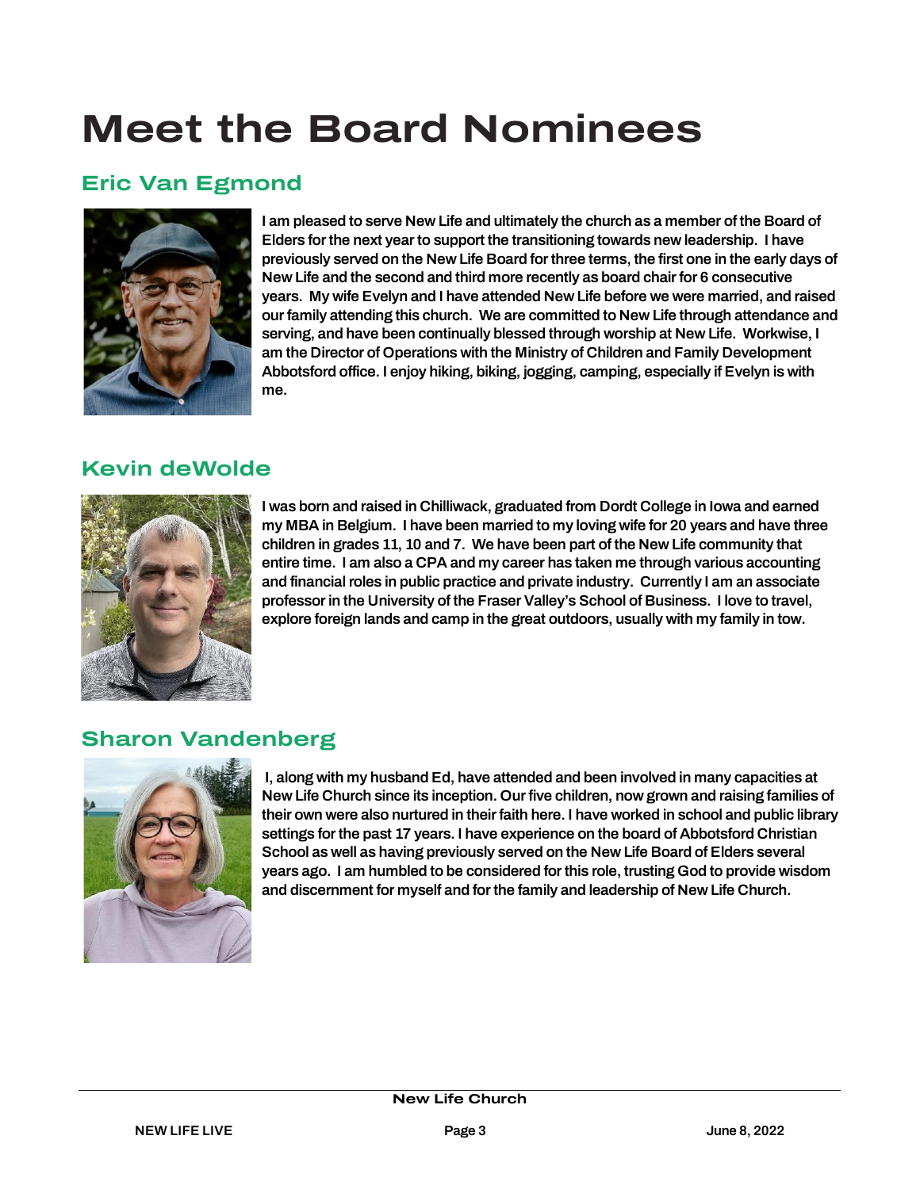# Meet the Board Nominees

## Eric Van Egmond

I am pleased to serve New Life and ultimately the church as a member of the Board of Elders for the next year to support the transitioning towards new leadership. I have previously served on the New Life Board for three terms, the first one in the early days of New Life and the second and third more recently as board chair for 6 consecutive years. My wife Evelyn and I have attended New Life before we were married, and raised our family attending this church. We are committed to New Life through attendance and serving, and have been continually blessed through worship at New Life. Workwise, I am the Director of Operations with the Ministry of Children and Family Development Abbotsford office. I enjoy hiking, biking, jogging, camping, especially if Evelyn is with me.

## Kevin deWolde

I was born and raised in Chilliwack, graduated from Dordt College in Iowa and earned my MBA in Belgium. I have been married to my loving wife for 20 years and have three children in grades 11, 10 and 7. We have been part of the New Life community that entire time. I am also a CPA and my career has taken me through various accounting and financial roles in public practice and private industry. Currently I am an associate professor in the University of the Fraser Valley's School of Business. I love to travel, explore foreign lands and camp in the great outdoors, usually with my family in tow.

## Sharon Vandenberg

I, along with my husband Ed, have attended and been involved in many capacities at New Life Church since its inception. Our five children, now grown and raising families of their own were also nurtured in their faith here. I have worked in school and public library settings for the past 17 years. I have experience on the board of Abbotsford Christian School as well as having previously served on the New Life Board of Elders several years ago. I am humbled to be considered for this role, trusting God to provide wisdom and discernment for myself and for the family and leadership of New Life Church.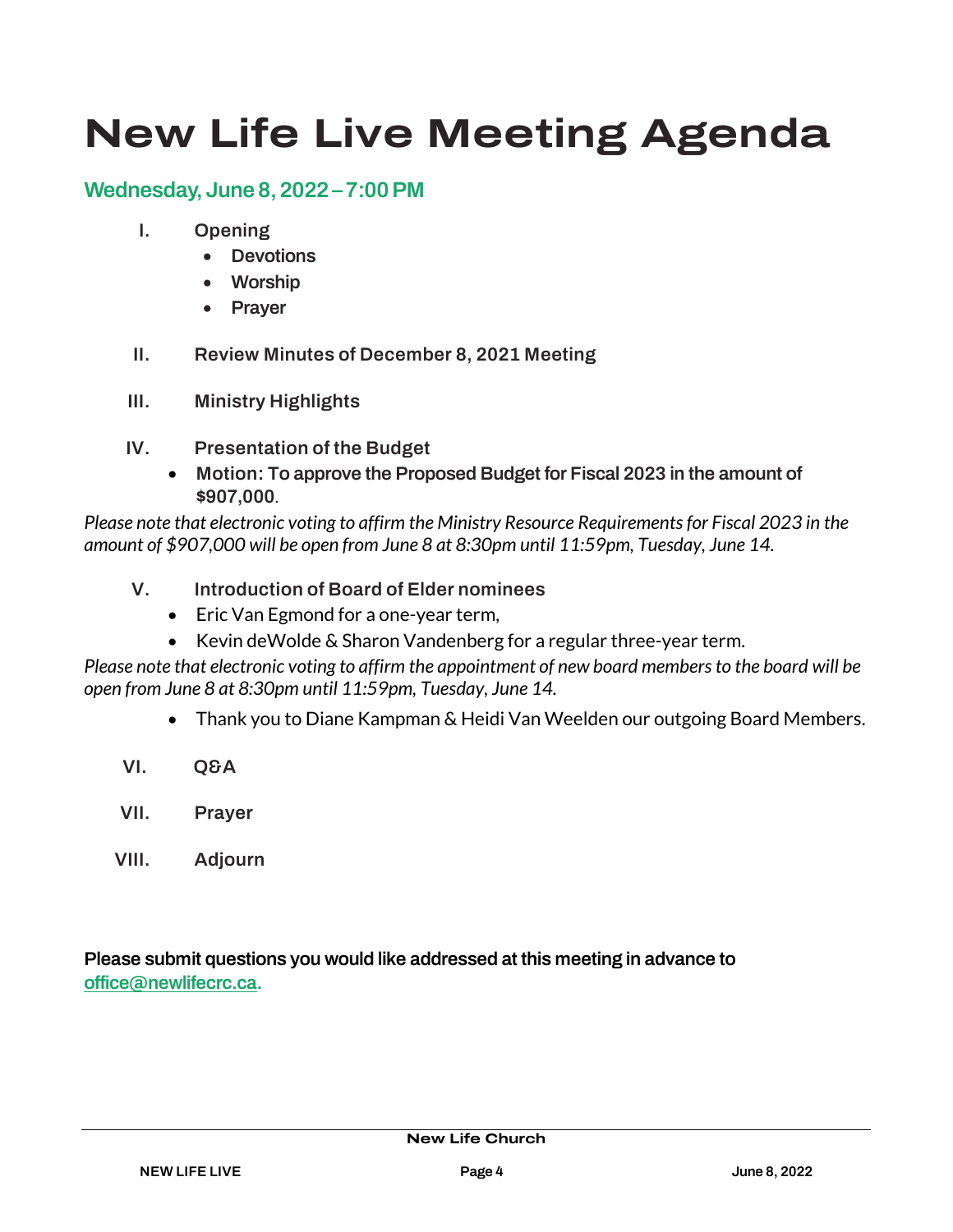# New Life Live Meeting Agenda

## Wednesday, June 8, 2022 – 7:00 PM

I. **Opening**
- **Devotions**
- **Worship**
- **Prayer**

II. **Review Minutes of December 8, 2021 Meeting**

III. **Ministry Highlights**

IV. **Presentation of the Budget**
- **Motion: To approve the Proposed Budget for Fiscal 2023 in the amount of $907,000**.

*Please note that electronic voting to affirm the Ministry Resource Requirements for Fiscal 2023 in the amount of $907,000 will be open from June 8 at 8:30pm until 11:59pm, Tuesday, June 14.*

V. **Introduction of Board of Elder nominees**
- Eric Van Egmond for a one-year term,
- Kevin deWolde & Sharon Vandenberg for a regular three-year term.

*Please note that electronic voting to affirm the appointment of new board members to the board will be open from June 8 at 8:30pm until 11:59pm, Tuesday, June 14.*

- Thank you to Diane Kampman & Heidi Van Weelden our outgoing Board Members.

VI. **Q&A**

VII. **Prayer**

VIII. **Adjourn**

**Please submit questions you would like addressed at this meeting in advance to office@newlifecrc.ca.**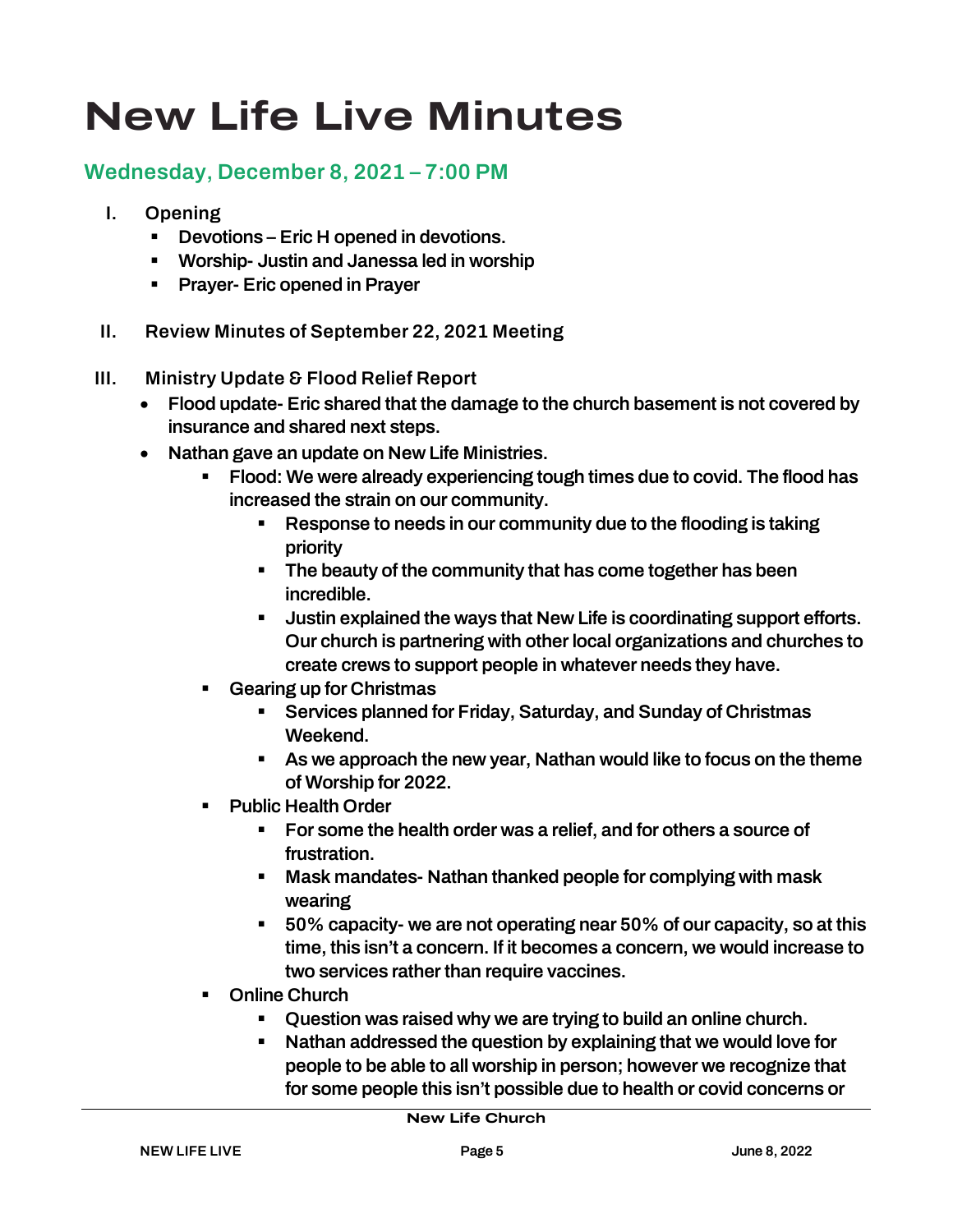# New Life Live Minutes

## Wednesday, December 8, 2021 – 7:00 PM

I. **Opening**
   - **Devotions – Eric H opened in devotions.**
   - **Worship- Justin and Janessa led in worship**
   - **Prayer- Eric opened in Prayer**

II. **Review Minutes of September 22, 2021 Meeting**

III. **Ministry Update & Flood Relief Report**
   - **Flood update- Eric shared that the damage to the church basement is not covered by insurance and shared next steps.**
   - **Nathan gave an update on New Life Ministries.**
     - **Flood: We were already experiencing tough times due to covid. The flood has increased the strain on our community.**
       - **Response to needs in our community due to the flooding is taking priority**
       - **The beauty of the community that has come together has been incredible.**
       - **Justin explained the ways that New Life is coordinating support efforts. Our church is partnering with other local organizations and churches to create crews to support people in whatever needs they have.**
     - **Gearing up for Christmas**
       - **Services planned for Friday, Saturday, and Sunday of Christmas Weekend.**
       - **As we approach the new year, Nathan would like to focus on the theme of Worship for 2022.**
     - **Public Health Order**
       - **For some the health order was a relief, and for others a source of frustration.**
       - **Mask mandates- Nathan thanked people for complying with mask wearing**
       - **50% capacity- we are not operating near 50% of our capacity, so at this time, this isn't a concern. If it becomes a concern, we would increase to two services rather than require vaccines.**
     - **Online Church**
       - **Question was raised why we are trying to build an online church.**
       - **Nathan addressed the question by explaining that we would love for people to be able to all worship in person; however we recognize that for some people this isn't possible due to health or covid concerns or**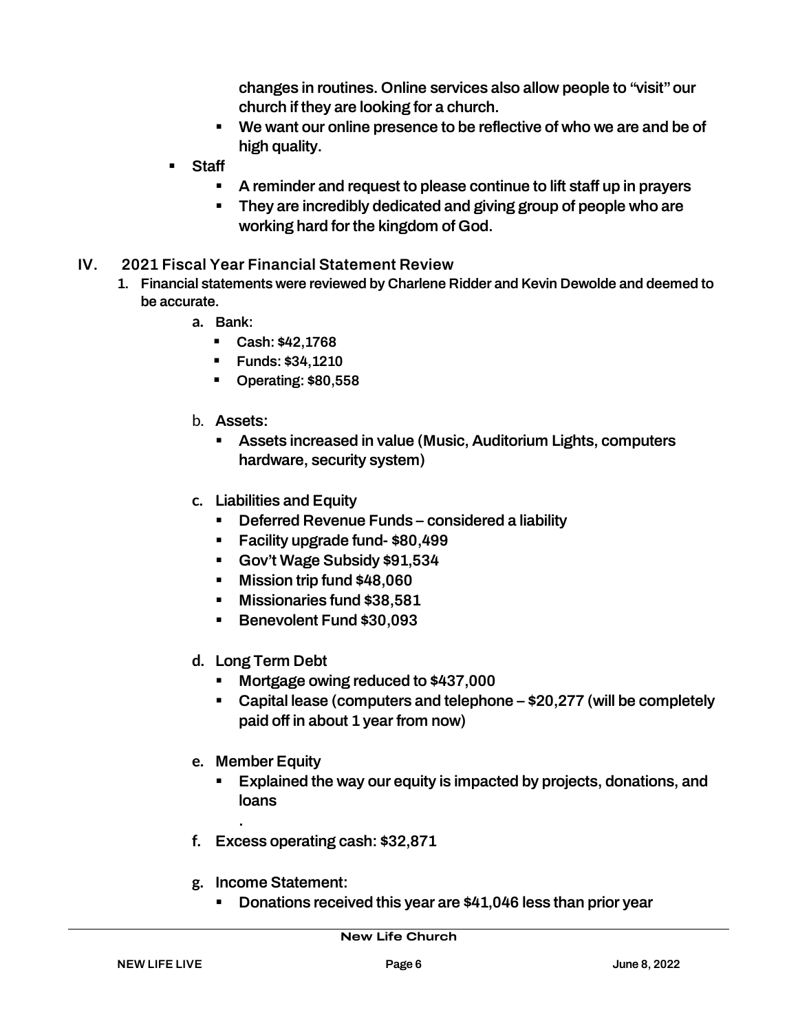changes in routines. Online services also allow people to "visit" our church if they are looking for a church.
  - We want our online presence to be reflective of who we are and be of high quality.
- Staff
  - A reminder and request to please continue to lift staff up in prayers
  - They are incredibly dedicated and giving group of people who are working hard for the kingdom of God.

## IV. 2021 Fiscal Year Financial Statement Review

1. Financial statements were reviewed by Charlene Ridder and Kevin Dewolde and deemed to be accurate.
   a. Bank:
      - Cash: $42,1768
      - Funds: $34,1210
      - Operating: $80,558

   b. Assets:
      - Assets increased in value (Music, Auditorium Lights, computers hardware, security system)

   c. Liabilities and Equity
      - Deferred Revenue Funds – considered a liability
      - Facility upgrade fund- $80,499
      - Gov't Wage Subsidy $91,534
      - Mission trip fund $48,060
      - Missionaries fund $38,581
      - Benevolent Fund $30,093

   d. Long Term Debt
      - Mortgage owing reduced to $437,000
      - Capital lease (computers and telephone – $20,277 (will be completely paid off in about 1 year from now)

   e. Member Equity
      - Explained the way our equity is impacted by projects, donations, and loans

        .

   f. Excess operating cash: $32,871

   g. Income Statement:
      - Donations received this year are $41,046 less than prior year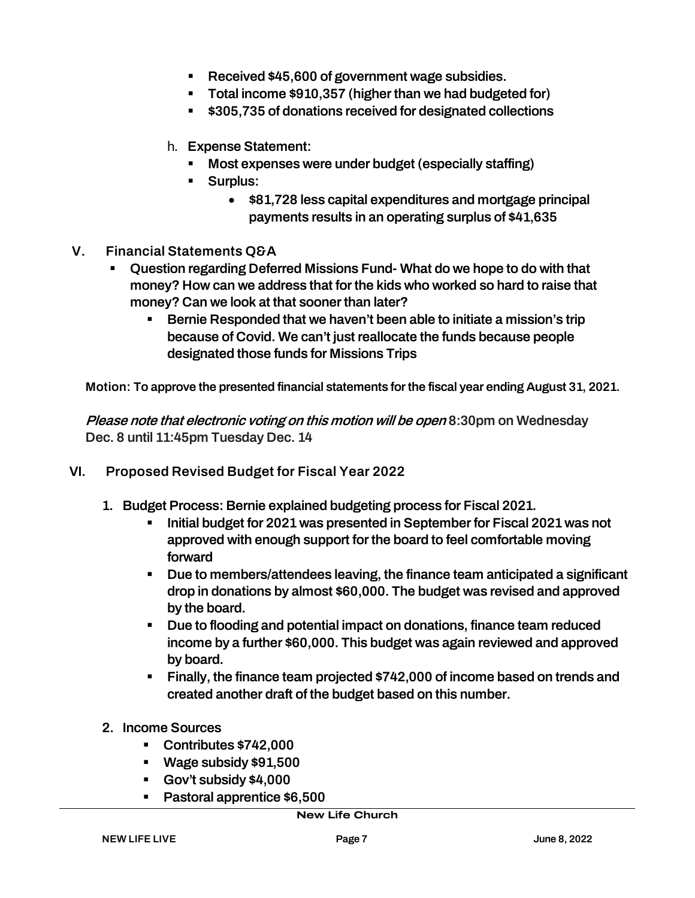- **Received $45,600 of government wage subsidies.**
- **Total income $910,357 (higher than we had budgeted for)**
- **$305,735 of donations received for designated collections**

h. **Expense Statement:**

- **Most expenses were under budget (especially staffing)**
- **Surplus:**
  - **$81,728 less capital expenditures and mortgage principal payments results in an operating surplus of $41,635**

## V. Financial Statements Q&A

- **Question regarding Deferred Missions Fund- What do we hope to do with that money? How can we address that for the kids who worked so hard to raise that money? Can we look at that sooner than later?**
  - **Bernie Responded that we haven't been able to initiate a mission's trip because of Covid. We can't just reallocate the funds because people designated those funds for Missions Trips**

**Motion: To approve the presented financial statements for the fiscal year ending August 31, 2021.**

*Please note that electronic voting on this motion will be open* **8:30pm on Wednesday Dec. 8 until 11:45pm Tuesday Dec. 14**

## VI. Proposed Revised Budget for Fiscal Year 2022

1. **Budget Process: Bernie explained budgeting process for Fiscal 2021.**
   - **Initial budget for 2021 was presented in September for Fiscal 2021 was not approved with enough support for the board to feel comfortable moving forward**
   - **Due to members/attendees leaving, the finance team anticipated a significant drop in donations by almost $60,000. The budget was revised and approved by the board.**
   - **Due to flooding and potential impact on donations, finance team reduced income by a further $60,000. This budget was again reviewed and approved by board.**
   - **Finally, the finance team projected $742,000 of income based on trends and created another draft of the budget based on this number.**

2. **Income Sources**
   - **Contributes $742,000**
   - **Wage subsidy $91,500**
   - **Gov't subsidy $4,000**
   - **Pastoral apprentice $6,500**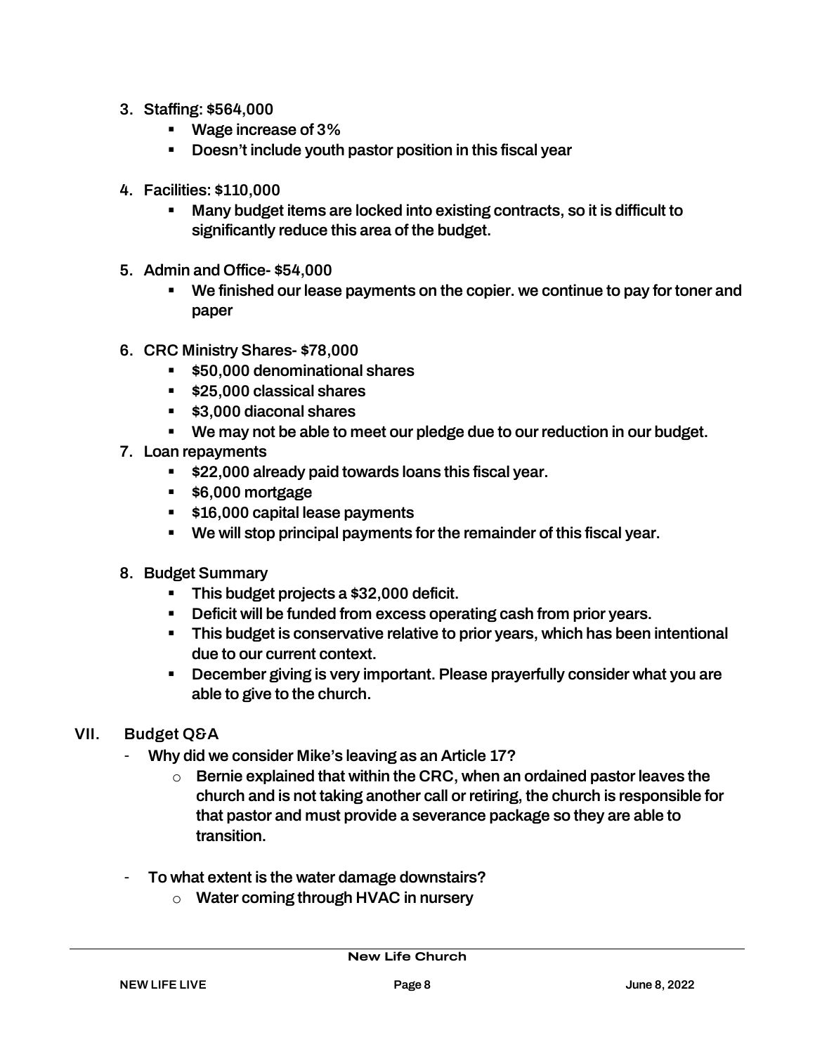3. **Staffing: $564,000**
    - **Wage increase of 3%**
    - **Doesn't include youth pastor position in this fiscal year**

4. **Facilities: $110,000**
    - **Many budget items are locked into existing contracts, so it is difficult to significantly reduce this area of the budget.**

5. **Admin and Office- $54,000**
    - **We finished our lease payments on the copier. we continue to pay for toner and paper**

6. **CRC Ministry Shares- $78,000**
    - **$50,000 denominational shares**
    - **$25,000 classical shares**
    - **$3,000 diaconal shares**
    - **We may not be able to meet our pledge due to our reduction in our budget.**

7. **Loan repayments**
    - **$22,000 already paid towards loans this fiscal year.**
    - **$6,000 mortgage**
    - **$16,000 capital lease payments**
    - **We will stop principal payments for the remainder of this fiscal year.**

8. **Budget Summary**
    - **This budget projects a $32,000 deficit.**
    - **Deficit will be funded from excess operating cash from prior years.**
    - **This budget is conservative relative to prior years, which has been intentional due to our current context.**
    - **December giving is very important. Please prayerfully consider what you are able to give to the church.**

## VII. Budget Q&A

- **Why did we consider Mike's leaving as an Article 17?**
    - **Bernie explained that within the CRC, when an ordained pastor leaves the church and is not taking another call or retiring, the church is responsible for that pastor and must provide a severance package so they are able to transition.**

- **To what extent is the water damage downstairs?**
    - **Water coming through HVAC in nursery**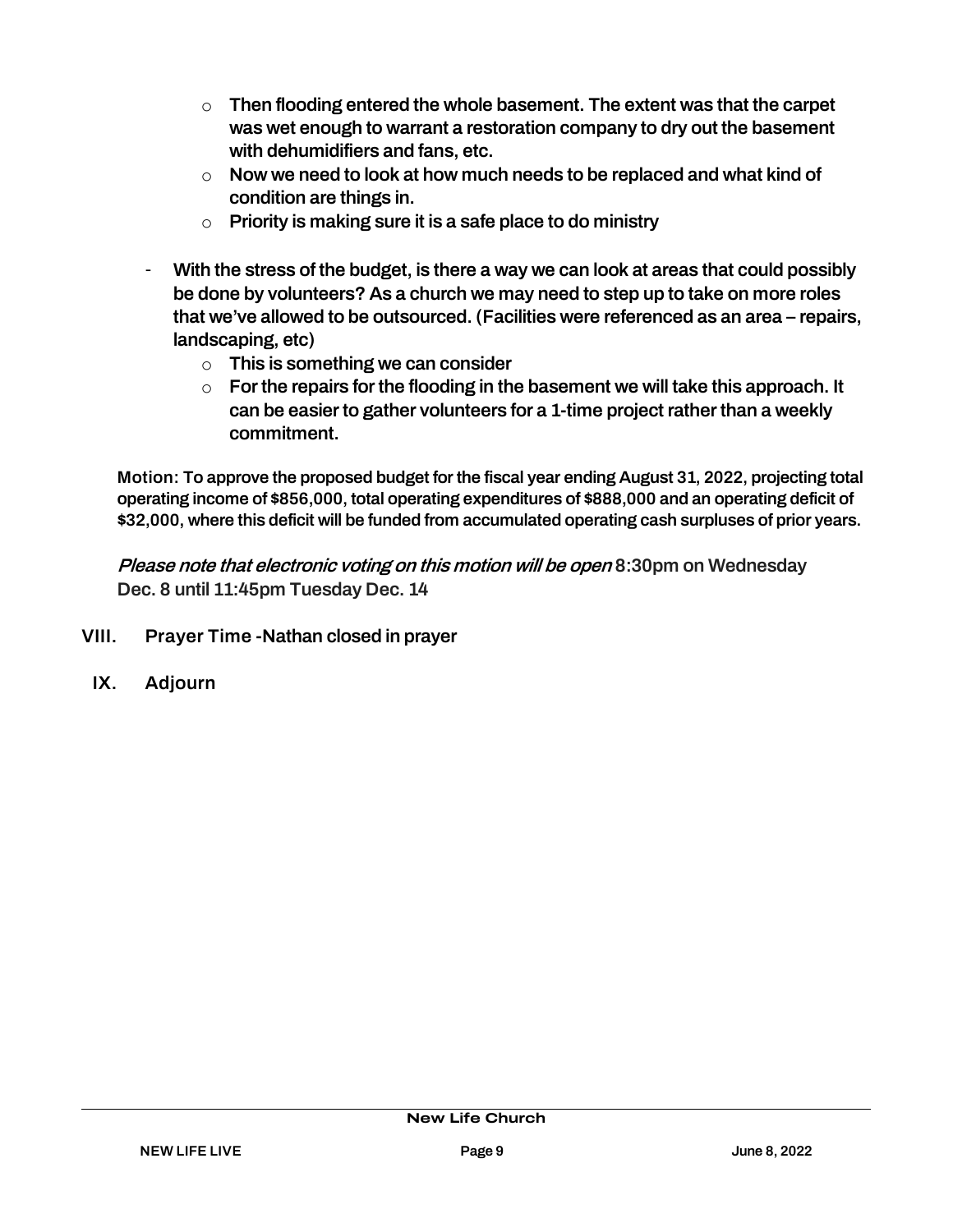- Then flooding entered the whole basement. The extent was that the carpet was wet enough to warrant a restoration company to dry out the basement with dehumidifiers and fans, etc.
  - Now we need to look at how much needs to be replaced and what kind of condition are things in.
  - Priority is making sure it is a safe place to do ministry

- With the stress of the budget, is there a way we can look at areas that could possibly be done by volunteers? As a church we may need to step up to take on more roles that we've allowed to be outsourced. (Facilities were referenced as an area – repairs, landscaping, etc)
  - This is something we can consider
  - For the repairs for the flooding in the basement we will take this approach. It can be easier to gather volunteers for a 1-time project rather than a weekly commitment.

**Motion: To approve the proposed budget for the fiscal year ending August 31, 2022, projecting total operating income of $856,000, total operating expenditures of $888,000 and an operating deficit of $32,000, where this deficit will be funded from accumulated operating cash surpluses of prior years.**

*Please note that electronic voting on this motion will be open* **8:30pm on Wednesday Dec. 8 until 11:45pm Tuesday Dec. 14**

**VIII. Prayer Time -Nathan closed in prayer**

**IX. Adjourn**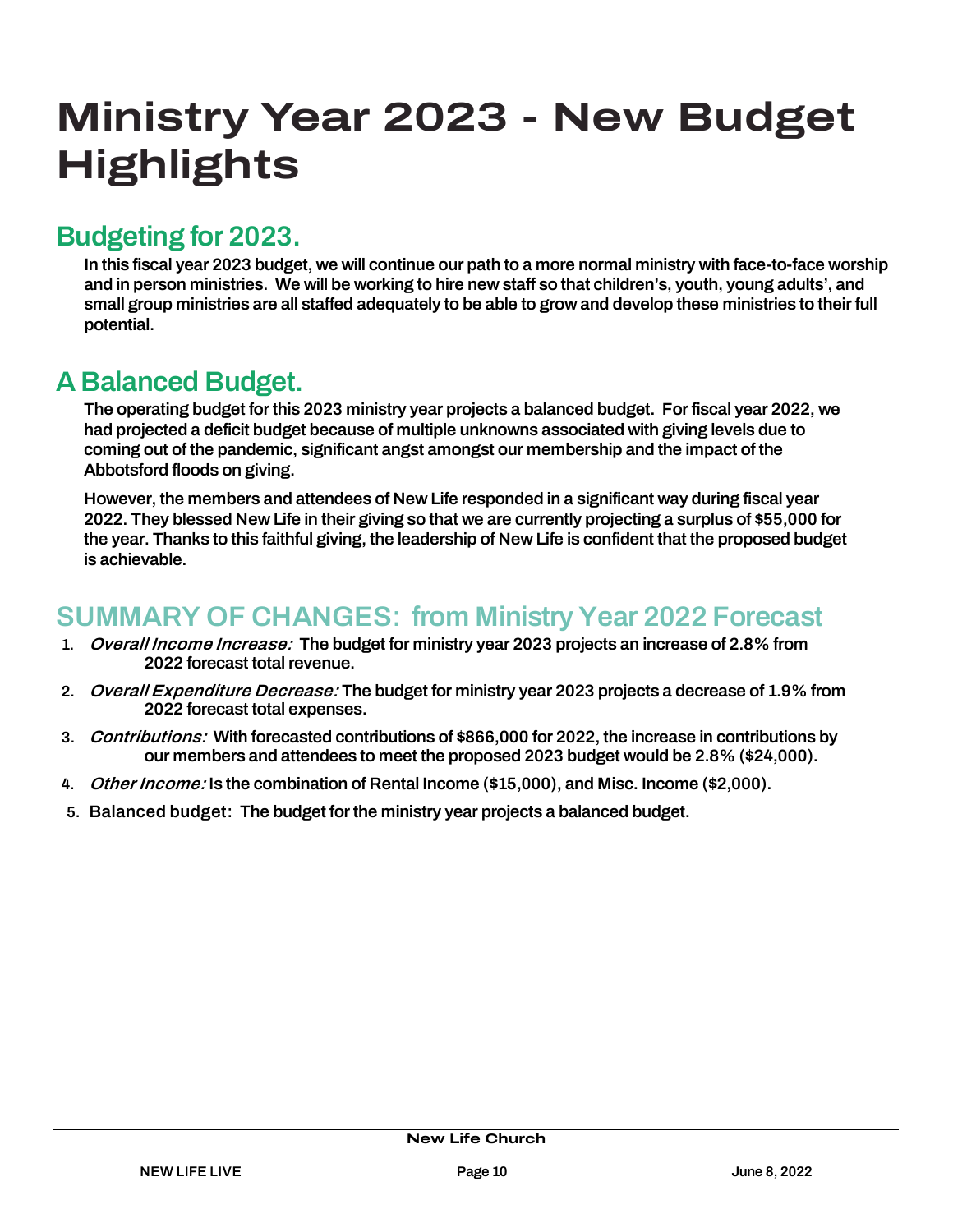# Ministry Year 2023 - New Budget Highlights

## Budgeting for 2023.

**In this fiscal year 2023 budget, we will continue our path to a more normal ministry with face-to-face worship and in person ministries. We will be working to hire new staff so that children's, youth, young adults', and small group ministries are all staffed adequately to be able to grow and develop these ministries to their full potential.**

## A Balanced Budget.

**The operating budget for this 2023 ministry year projects a balanced budget. For fiscal year 2022, we had projected a deficit budget because of multiple unknowns associated with giving levels due to coming out of the pandemic, significant angst amongst our membership and the impact of the Abbotsford floods on giving.**

**However, the members and attendees of New Life responded in a significant way during fiscal year 2022. They blessed New Life in their giving so that we are currently projecting a surplus of $55,000 for the year. Thanks to this faithful giving, the leadership of New Life is confident that the proposed budget is achievable.**

## SUMMARY OF CHANGES: from Ministry Year 2022 Forecast

1. ***Overall Income Increase:*** **The budget for ministry year 2023 projects an increase of 2.8% from 2022 forecast total revenue.**
2. ***Overall Expenditure Decrease:*** **The budget for ministry year 2023 projects a decrease of 1.9% from 2022 forecast total expenses.**
3. ***Contributions:*** **With forecasted contributions of $866,000 for 2022, the increase in contributions by our members and attendees to meet the proposed 2023 budget would be 2.8% ($24,000).**
4. ***Other Income:*** **Is the combination of Rental Income ($15,000), and Misc. Income ($2,000).**
5. **Balanced budget: The budget for the ministry year projects a balanced budget.**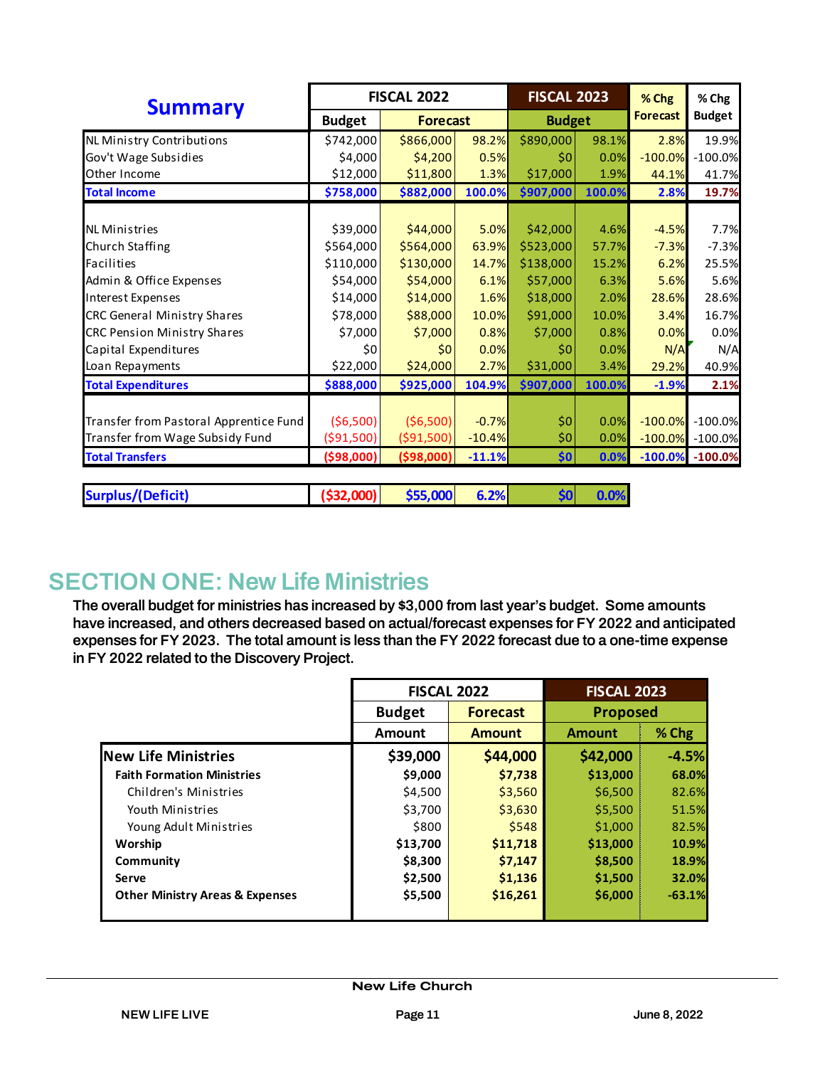| Summary | FISCAL 2022 | | | FISCAL 2023 | | % Chg | % Chg |
|---|---|---|---|---|---|---|---|
| | Budget | Forecast | | Budget | | Forecast | Budget |
| NL Ministry Contributions | $742,000 | $866,000 | 98.2% | $890,000 | 98.1% | 2.8% | 19.9% |
| Gov't Wage Subsidies | $4,000 | $4,200 | 0.5% | $0 | 0.0% | -100.0% | -100.0% |
| Other Income | $12,000 | $11,800 | 1.3% | $17,000 | 1.9% | 44.1% | 41.7% |
| **Total Income** | **$758,000** | **$882,000** | **100.0%** | **$907,000** | **100.0%** | **2.8%** | **19.7%** |
| | | | | | | | |
| NL Ministries | $39,000 | $44,000 | 5.0% | $42,000 | 4.6% | -4.5% | 7.7% |
| Church Staffing | $564,000 | $564,000 | 63.9% | $523,000 | 57.7% | -7.3% | -7.3% |
| Facilities | $110,000 | $130,000 | 14.7% | $138,000 | 15.2% | 6.2% | 25.5% |
| Admin & Office Expenses | $54,000 | $54,000 | 6.1% | $57,000 | 6.3% | 5.6% | 5.6% |
| Interest Expenses | $14,000 | $14,000 | 1.6% | $18,000 | 2.0% | 28.6% | 28.6% |
| CRC General Ministry Shares | $78,000 | $88,000 | 10.0% | $91,000 | 10.0% | 3.4% | 16.7% |
| CRC Pension Ministry Shares | $7,000 | $7,000 | 0.8% | $7,000 | 0.8% | 0.0% | 0.0% |
| Capital Expenditures | $0 | $0 | 0.0% | $0 | 0.0% | N/A | N/A |
| Loan Repayments | $22,000 | $24,000 | 2.7% | $31,000 | 3.4% | 29.2% | 40.9% |
| **Total Expenditures** | **$888,000** | **$925,000** | **104.9%** | **$907,000** | **100.0%** | **-1.9%** | **2.1%** |
| | | | | | | | |
| Transfer from Pastoral Apprentice Fund | ($6,500) | ($6,500) | -0.7% | $0 | 0.0% | -100.0% | -100.0% |
| Transfer from Wage Subsidy Fund | ($91,500) | ($91,500) | -10.4% | $0 | 0.0% | -100.0% | -100.0% |
| **Total Transfers** | **($98,000)** | **($98,000)** | **-11.1%** | **$0** | **0.0%** | **-100.0%** | **-100.0%** |
| | | | | | | | |
| **Surplus/(Deficit)** | **($32,000)** | **$55,000** | **6.2%** | **$0** | **0.0%** | | |

## SECTION ONE: New Life Ministries

**The overall budget for ministries has increased by $3,000 from last year's budget. Some amounts have increased, and others decreased based on actual/forecast expenses for FY 2022 and anticipated expenses for FY 2023. The total amount is less than the FY 2022 forecast due to a one-time expense in FY 2022 related to the Discovery Project.**

| | FISCAL 2022 | | FISCAL 2023 | |
|---|---|---|---|---|
| | Budget | Forecast | Proposed | |
| | Amount | Amount | Amount | % Chg |
| **New Life Ministries** | **$39,000** | **$44,000** | **$42,000** | **-4.5%** |
| **Faith Formation Ministries** | **$9,000** | **$7,738** | **$13,000** | **68.0%** |
| Children's Ministries | $4,500 | $3,560 | $6,500 | 82.6% |
| Youth Ministries | $3,700 | $3,630 | $5,500 | 51.5% |
| Young Adult Ministries | $800 | $548 | $1,000 | 82.5% |
| **Worship** | **$13,700** | **$11,718** | **$13,000** | **10.9%** |
| **Community** | **$8,300** | **$7,147** | **$8,500** | **18.9%** |
| **Serve** | **$2,500** | **$1,136** | **$1,500** | **32.0%** |
| **Other Ministry Areas & Expenses** | **$5,500** | **$16,261** | **$6,000** | **-63.1%** |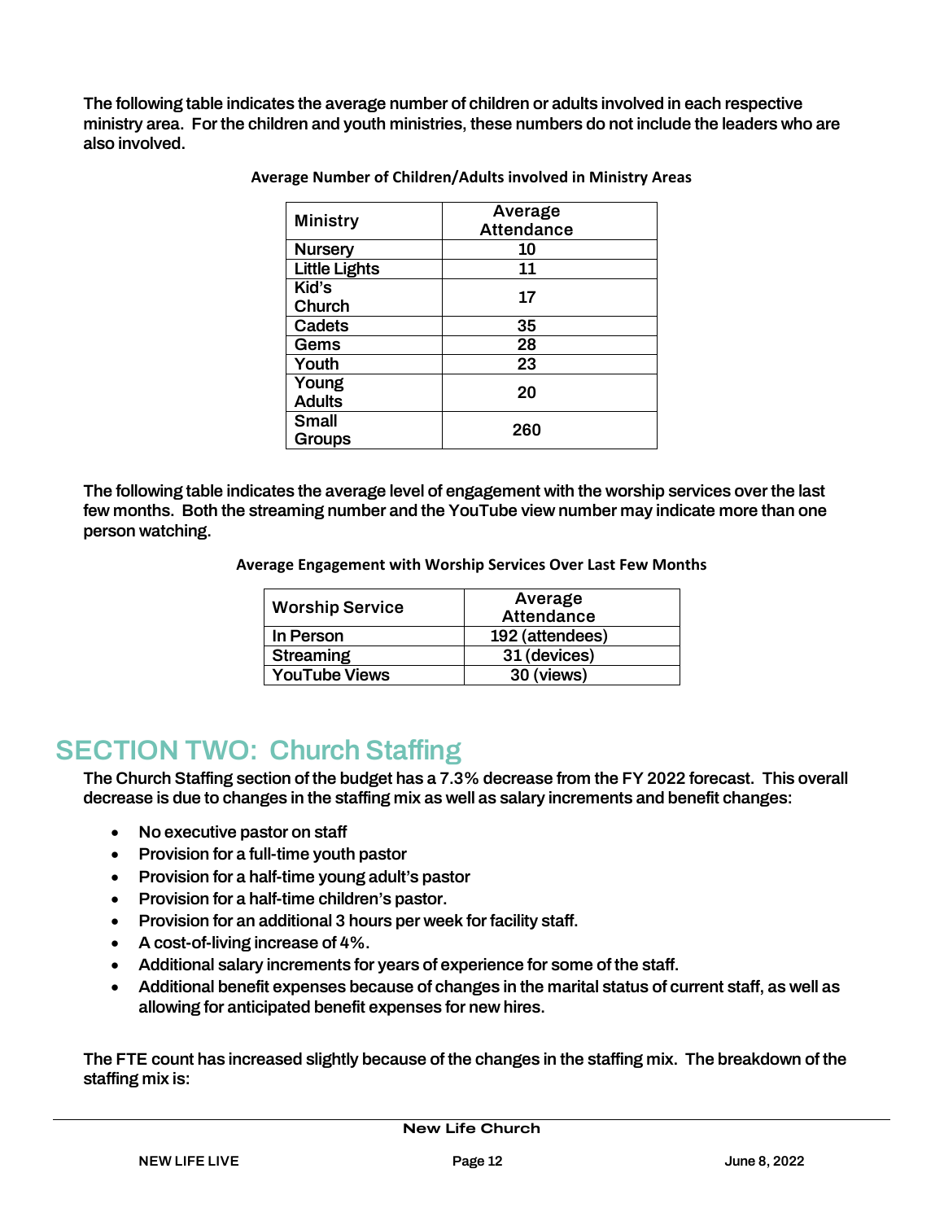The following table indicates the average number of children or adults involved in each respective ministry area. For the children and youth ministries, these numbers do not include the leaders who are also involved.

**Average Number of Children/Adults involved in Ministry Areas**

| Ministry | Average Attendance |
| --- | --- |
| Nursery | 10 |
| Little Lights | 11 |
| Kid's Church | 17 |
| Cadets | 35 |
| Gems | 28 |
| Youth | 23 |
| Young Adults | 20 |
| Small Groups | 260 |

The following table indicates the average level of engagement with the worship services over the last few months. Both the streaming number and the YouTube view number may indicate more than one person watching.

**Average Engagement with Worship Services Over Last Few Months**

| Worship Service | Average Attendance |
| --- | --- |
| In Person | 192 (attendees) |
| Streaming | 31 (devices) |
| YouTube Views | 30 (views) |

# SECTION TWO: Church Staffing

The Church Staffing section of the budget has a 7.3% decrease from the FY 2022 forecast. This overall decrease is due to changes in the staffing mix as well as salary increments and benefit changes:

- No executive pastor on staff
- Provision for a full-time youth pastor
- Provision for a half-time young adult's pastor
- Provision for a half-time children's pastor.
- Provision for an additional 3 hours per week for facility staff.
- A cost-of-living increase of 4%.
- Additional salary increments for years of experience for some of the staff.
- Additional benefit expenses because of changes in the marital status of current staff, as well as allowing for anticipated benefit expenses for new hires.

The FTE count has increased slightly because of the changes in the staffing mix. The breakdown of the staffing mix is: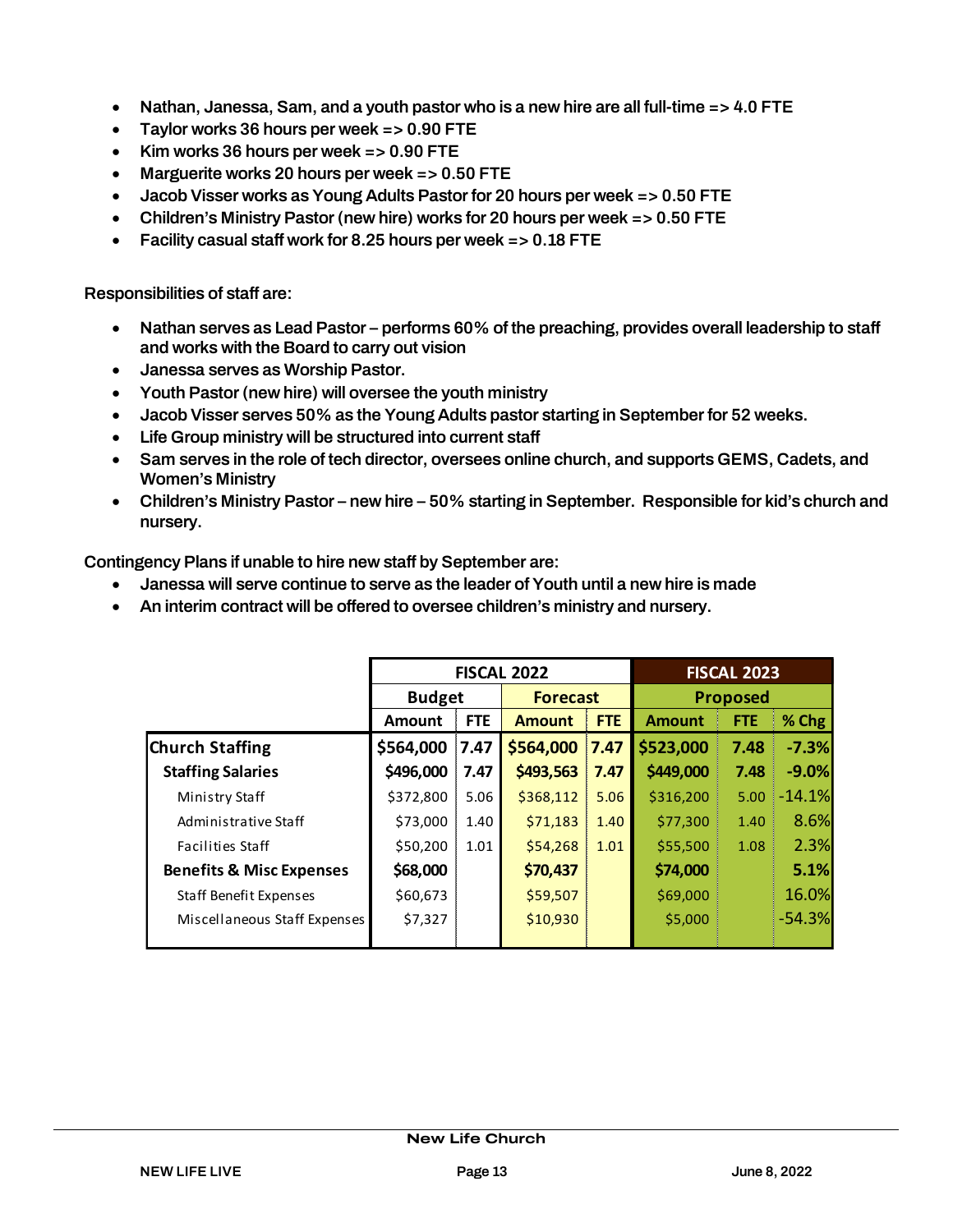- **Nathan, Janessa, Sam, and a youth pastor who is a new hire are all full-time => 4.0 FTE**
- **Taylor works 36 hours per week => 0.90 FTE**
- **Kim works 36 hours per week => 0.90 FTE**
- **Marguerite works 20 hours per week => 0.50 FTE**
- **Jacob Visser works as Young Adults Pastor for 20 hours per week => 0.50 FTE**
- **Children's Ministry Pastor (new hire) works for 20 hours per week => 0.50 FTE**
- **Facility casual staff work for 8.25 hours per week => 0.18 FTE**

**Responsibilities of staff are:**

- **Nathan serves as Lead Pastor – performs 60% of the preaching, provides overall leadership to staff and works with the Board to carry out vision**
- **Janessa serves as Worship Pastor.**
- **Youth Pastor (new hire) will oversee the youth ministry**
- **Jacob Visser serves 50% as the Young Adults pastor starting in September for 52 weeks.**
- **Life Group ministry will be structured into current staff**
- **Sam serves in the role of tech director, oversees online church, and supports GEMS, Cadets, and Women's Ministry**
- **Children's Ministry Pastor – new hire – 50% starting in September. Responsible for kid's church and nursery.**

**Contingency Plans if unable to hire new staff by September are:**

- **Janessa will serve continue to serve as the leader of Youth until a new hire is made**
- **An interim contract will be offered to oversee children's ministry and nursery.**

| | FISCAL 2022 | | | | FISCAL 2023 | | |
|---|---|---|---|---|---|---|---|
| | Budget | | Forecast | | Proposed | | |
| | Amount | FTE | Amount | FTE | Amount | FTE | % Chg |
| **Church Staffing** | **$564,000** | **7.47** | **$564,000** | **7.47** | **$523,000** | **7.48** | **-7.3%** |
| **Staffing Salaries** | **$496,000** | **7.47** | **$493,563** | **7.47** | **$449,000** | **7.48** | **-9.0%** |
| Ministry Staff | $372,800 | 5.06 | $368,112 | 5.06 | $316,200 | 5.00 | -14.1% |
| Administrative Staff | $73,000 | 1.40 | $71,183 | 1.40 | $77,300 | 1.40 | 8.6% |
| Facilities Staff | $50,200 | 1.01 | $54,268 | 1.01 | $55,500 | 1.08 | 2.3% |
| **Benefits & Misc Expenses** | **$68,000** | | **$70,437** | | **$74,000** | | **5.1%** |
| Staff Benefit Expenses | $60,673 | | $59,507 | | $69,000 | | 16.0% |
| Miscellaneous Staff Expenses | $7,327 | | $10,930 | | $5,000 | | -54.3% |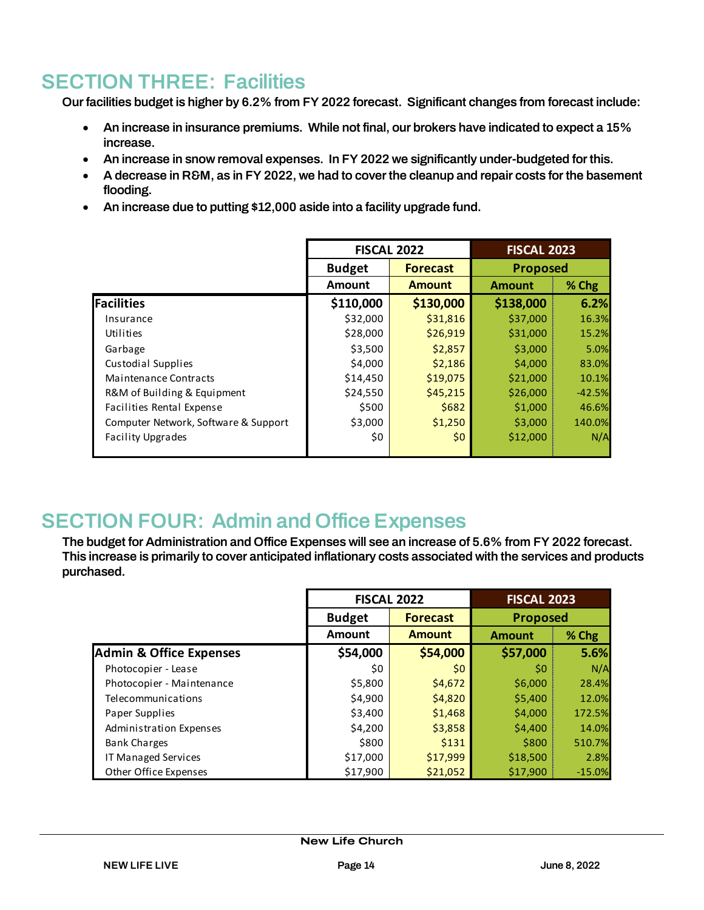## SECTION THREE: Facilities

**Our facilities budget is higher by 6.2% from FY 2022 forecast. Significant changes from forecast include:**

- **An increase in insurance premiums. While not final, our brokers have indicated to expect a 15% increase.**
- **An increase in snow removal expenses. In FY 2022 we significantly under-budgeted for this.**
- **A decrease in R&M, as in FY 2022, we had to cover the cleanup and repair costs for the basement flooding.**
- **An increase due to putting $12,000 aside into a facility upgrade fund.**

| | FISCAL 2022 | | FISCAL 2023 | |
|---|---|---|---|---|
| | Budget | Forecast | Proposed | |
| | Amount | Amount | Amount | % Chg |
| **Facilities** | **$110,000** | **$130,000** | **$138,000** | **6.2%** |
| Insurance | $32,000 | $31,816 | $37,000 | 16.3% |
| Utilities | $28,000 | $26,919 | $31,000 | 15.2% |
| Garbage | $3,500 | $2,857 | $3,000 | 5.0% |
| Custodial Supplies | $4,000 | $2,186 | $4,000 | 83.0% |
| Maintenance Contracts | $14,450 | $19,075 | $21,000 | 10.1% |
| R&M of Building & Equipment | $24,550 | $45,215 | $26,000 | -42.5% |
| Facilities Rental Expense | $500 | $682 | $1,000 | 46.6% |
| Computer Network, Software & Support | $3,000 | $1,250 | $3,000 | 140.0% |
| Facility Upgrades | $0 | $0 | $12,000 | N/A |

## SECTION FOUR: Admin and Office Expenses

**The budget for Administration and Office Expenses will see an increase of 5.6% from FY 2022 forecast. This increase is primarily to cover anticipated inflationary costs associated with the services and products purchased.**

| | FISCAL 2022 | | FISCAL 2023 | |
|---|---|---|---|---|
| | Budget | Forecast | Proposed | |
| | Amount | Amount | Amount | % Chg |
| **Admin & Office Expenses** | **$54,000** | **$54,000** | **$57,000** | **5.6%** |
| Photocopier - Lease | $0 | $0 | $0 | N/A |
| Photocopier - Maintenance | $5,800 | $4,672 | $6,000 | 28.4% |
| Telecommunications | $4,900 | $4,820 | $5,400 | 12.0% |
| Paper Supplies | $3,400 | $1,468 | $4,000 | 172.5% |
| Administration Expenses | $4,200 | $3,858 | $4,400 | 14.0% |
| Bank Charges | $800 | $131 | $800 | 510.7% |
| IT Managed Services | $17,000 | $17,999 | $18,500 | 2.8% |
| Other Office Expenses | $17,900 | $21,052 | $17,900 | -15.0% |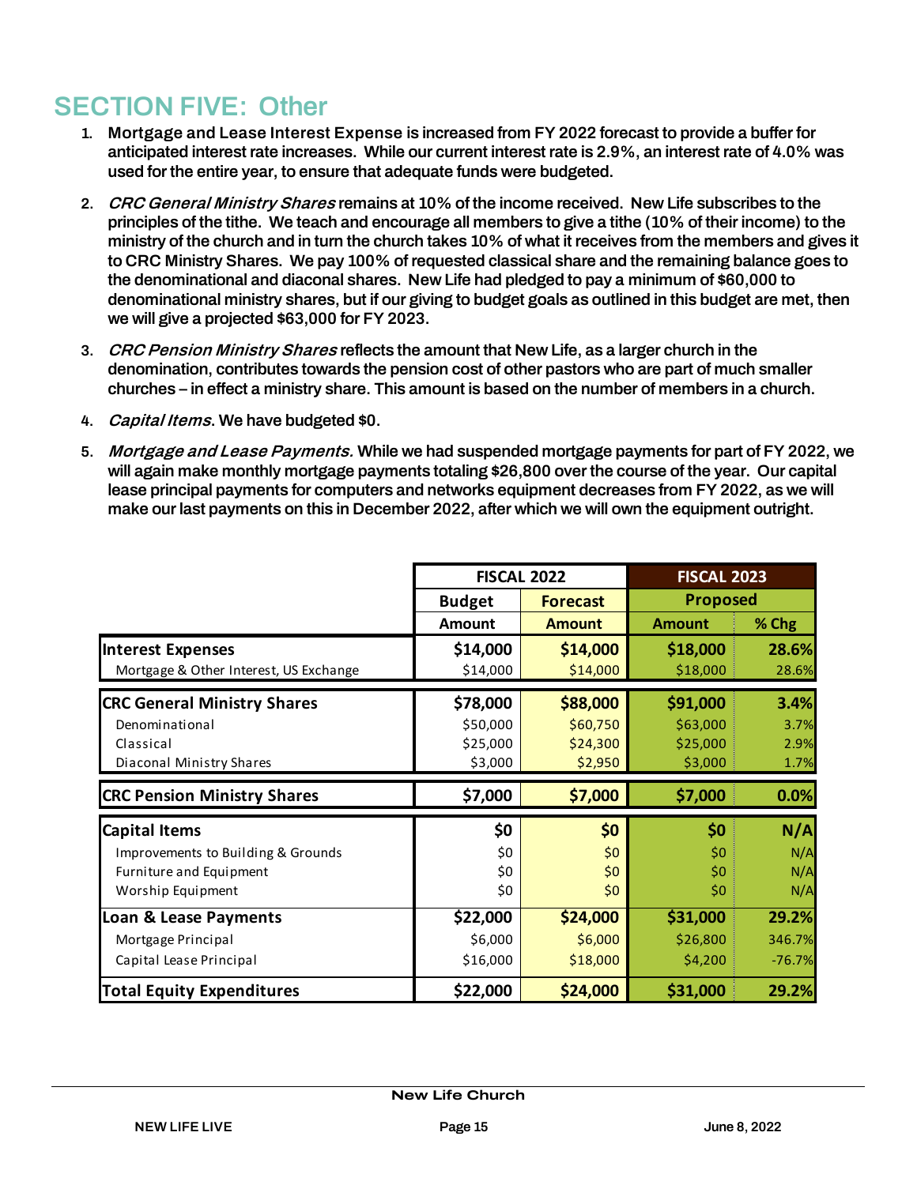# SECTION FIVE: Other

1. **Mortgage and Lease Interest Expense is increased from FY 2022 forecast to provide a buffer for anticipated interest rate increases. While our current interest rate is 2.9%, an interest rate of 4.0% was used for the entire year, to ensure that adequate funds were budgeted.**
2. ***CRC General Ministry Shares* remains at 10% of the income received. New Life subscribes to the principles of the tithe. We teach and encourage all members to give a tithe (10% of their income) to the ministry of the church and in turn the church takes 10% of what it receives from the members and gives it to CRC Ministry Shares. We pay 100% of requested classical share and the remaining balance goes to the denominational and diaconal shares. New Life had pledged to pay a minimum of $60,000 to denominational ministry shares, but if our giving to budget goals as outlined in this budget are met, then we will give a projected $63,000 for FY 2023.**
3. ***CRC Pension Ministry Shares* reflects the amount that New Life, as a larger church in the denomination, contributes towards the pension cost of other pastors who are part of much smaller churches – in effect a ministry share. This amount is based on the number of members in a church.**
4. ***Capital Items*. We have budgeted $0.**
5. ***Mortgage and Lease Payments.* While we had suspended mortgage payments for part of FY 2022, we will again make monthly mortgage payments totaling $26,800 over the course of the year. Our capital lease principal payments for computers and networks equipment decreases from FY 2022, as we will make our last payments on this in December 2022, after which we will own the equipment outright.**

| | FISCAL 2022 | | FISCAL 2023 | |
|---|---|---|---|---|
| | Budget | Forecast | Proposed | |
| | Amount | Amount | Amount | % Chg |
| **Interest Expenses** | **$14,000** | **$14,000** | **$18,000** | **28.6%** |
| Mortgage & Other Interest, US Exchange | $14,000 | $14,000 | $18,000 | 28.6% |
| **CRC General Ministry Shares** | **$78,000** | **$88,000** | **$91,000** | **3.4%** |
| Denominational | $50,000 | $60,750 | $63,000 | 3.7% |
| Classical | $25,000 | $24,300 | $25,000 | 2.9% |
| Diaconal Ministry Shares | $3,000 | $2,950 | $3,000 | 1.7% |
| **CRC Pension Ministry Shares** | **$7,000** | **$7,000** | **$7,000** | **0.0%** |
| **Capital Items** | **$0** | **$0** | **$0** | **N/A** |
| Improvements to Building & Grounds | $0 | $0 | $0 | N/A |
| Furniture and Equipment | $0 | $0 | $0 | N/A |
| Worship Equipment | $0 | $0 | $0 | N/A |
| **Loan & Lease Payments** | **$22,000** | **$24,000** | **$31,000** | **29.2%** |
| Mortgage Principal | $6,000 | $6,000 | $26,800 | 346.7% |
| Capital Lease Principal | $16,000 | $18,000 | $4,200 | -76.7% |
| **Total Equity Expenditures** | **$22,000** | **$24,000** | **$31,000** | **29.2%** |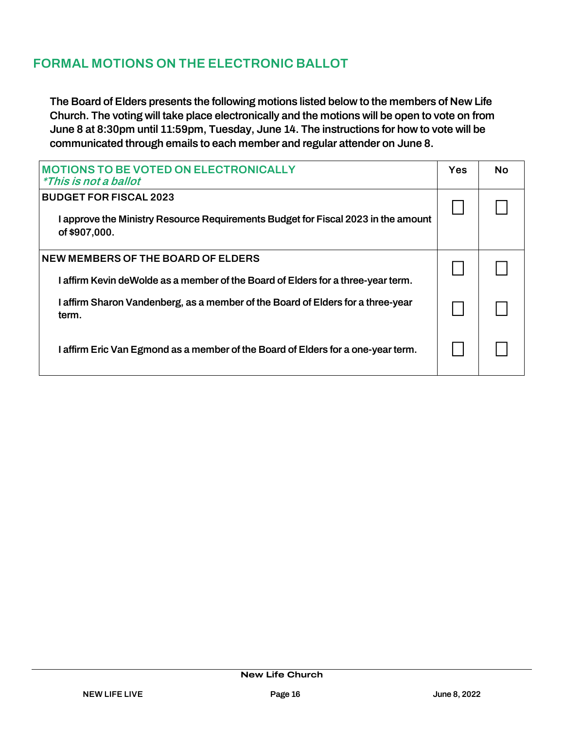## FORMAL MOTIONS ON THE ELECTRONIC BALLOT

**The Board of Elders presents the following motions listed below to the members of New Life Church. The voting will take place electronically and the motions will be open to vote on from June 8 at 8:30pm until 11:59pm, Tuesday, June 14. The instructions for how to vote will be communicated through emails to each member and regular attender on June 8.**

| MOTIONS TO BE VOTED ON ELECTRONICALLY *\*This is not a ballot* | Yes | No |
|---|---|---|
| **BUDGET FOR FISCAL 2023** I approve the Ministry Resource Requirements Budget for Fiscal 2023 in the amount of $907,000. | ☐ | ☐ |
| **NEW MEMBERS OF THE BOARD OF ELDERS** I affirm Kevin deWolde as a member of the Board of Elders for a three-year term. | ☐ | ☐ |
| I affirm Sharon Vandenberg, as a member of the Board of Elders for a three-year term. | ☐ | ☐ |
| I affirm Eric Van Egmond as a member of the Board of Elders for a one-year term. | ☐ | ☐ |